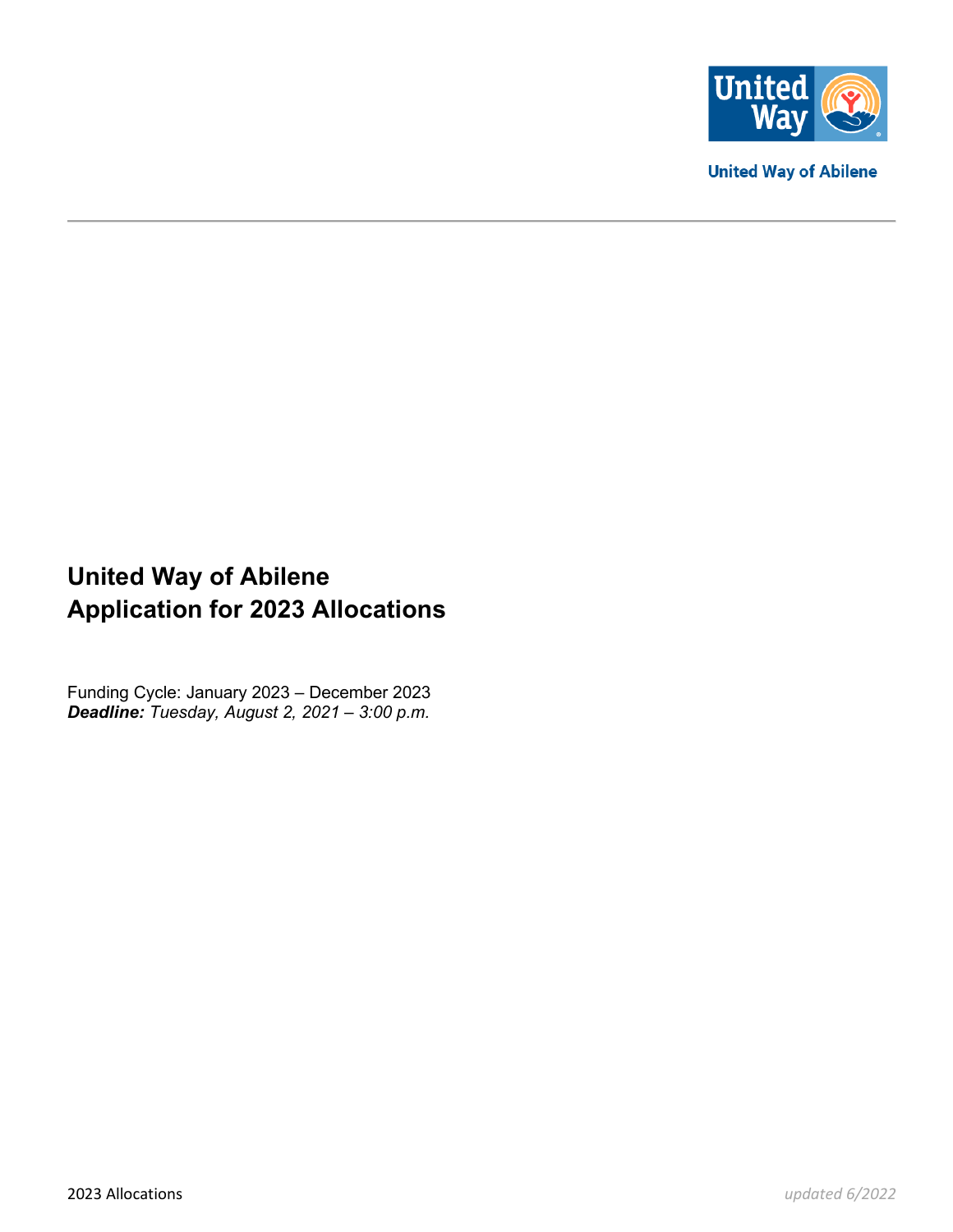United Way of Abilene

# United Way of Abilene
# Application for 2023 Allocations

Funding Cycle: January 2023 – December 2023
***Deadline:*** *Tuesday, August 2, 2021 – 3:00 p.m.*

2023 Allocations *updated 6/2022*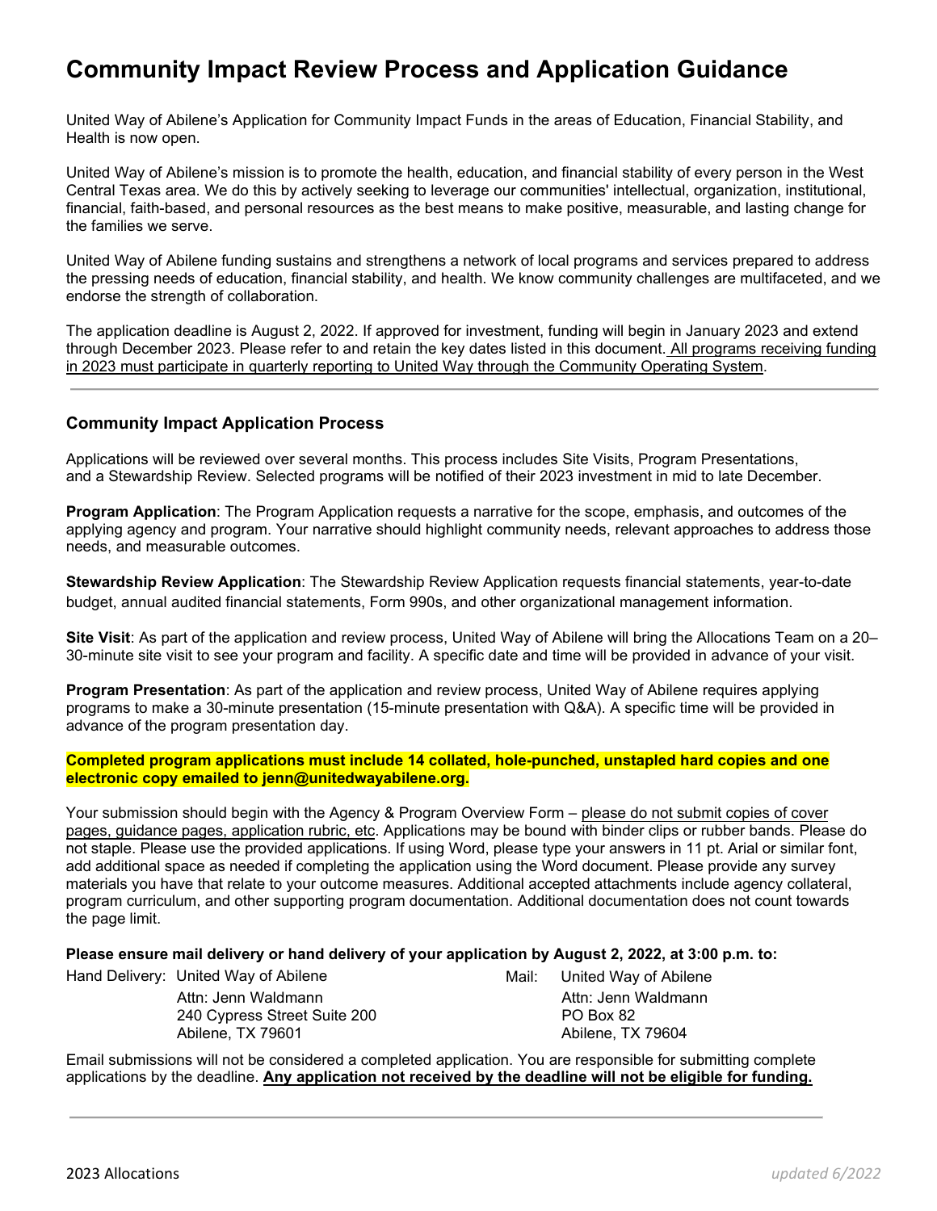# Community Impact Review Process and Application Guidance

United Way of Abilene's Application for Community Impact Funds in the areas of Education, Financial Stability, and Health is now open.

United Way of Abilene's mission is to promote the health, education, and financial stability of every person in the West Central Texas area. We do this by actively seeking to leverage our communities' intellectual, organization, institutional, financial, faith-based, and personal resources as the best means to make positive, measurable, and lasting change for the families we serve.

United Way of Abilene funding sustains and strengthens a network of local programs and services prepared to address the pressing needs of education, financial stability, and health. We know community challenges are multifaceted, and we endorse the strength of collaboration.

The application deadline is August 2, 2022. If approved for investment, funding will begin in January 2023 and extend through December 2023. Please refer to and retain the key dates listed in this document. All programs receiving funding in 2023 must participate in quarterly reporting to United Way through the Community Operating System.

---

### Community Impact Application Process

Applications will be reviewed over several months. This process includes Site Visits, Program Presentations, and a Stewardship Review. Selected programs will be notified of their 2023 investment in mid to late December.

**Program Application**: The Program Application requests a narrative for the scope, emphasis, and outcomes of the applying agency and program. Your narrative should highlight community needs, relevant approaches to address those needs, and measurable outcomes.

**Stewardship Review Application**: The Stewardship Review Application requests financial statements, year-to-date budget, annual audited financial statements, Form 990s, and other organizational management information.

**Site Visit**: As part of the application and review process, United Way of Abilene will bring the Allocations Team on a 20–30-minute site visit to see your program and facility. A specific date and time will be provided in advance of your visit.

**Program Presentation**: As part of the application and review process, United Way of Abilene requires applying programs to make a 30-minute presentation (15-minute presentation with Q&A). A specific time will be provided in advance of the program presentation day.

**Completed program applications must include 14 collated, hole-punched, unstapled hard copies and one electronic copy emailed to jenn@unitedwayabilene.org.**

Your submission should begin with the Agency & Program Overview Form – please do not submit copies of cover pages, guidance pages, application rubric, etc. Applications may be bound with binder clips or rubber bands. Please do not staple. Please use the provided applications. If using Word, please type your answers in 11 pt. Arial or similar font, add additional space as needed if completing the application using the Word document. Please provide any survey materials you have that relate to your outcome measures. Additional accepted attachments include agency collateral, program curriculum, and other supporting program documentation. Additional documentation does not count towards the page limit.

**Please ensure mail delivery or hand delivery of your application by August 2, 2022, at 3:00 p.m. to:**

Hand Delivery:
United Way of Abilene
Attn: Jenn Waldmann
240 Cypress Street Suite 200
Abilene, TX 79601

Mail:
United Way of Abilene
Attn: Jenn Waldmann
PO Box 82
Abilene, TX 79604

Email submissions will not be considered a completed application. You are responsible for submitting complete applications by the deadline. **Any application not received by the deadline will not be eligible for funding.**

---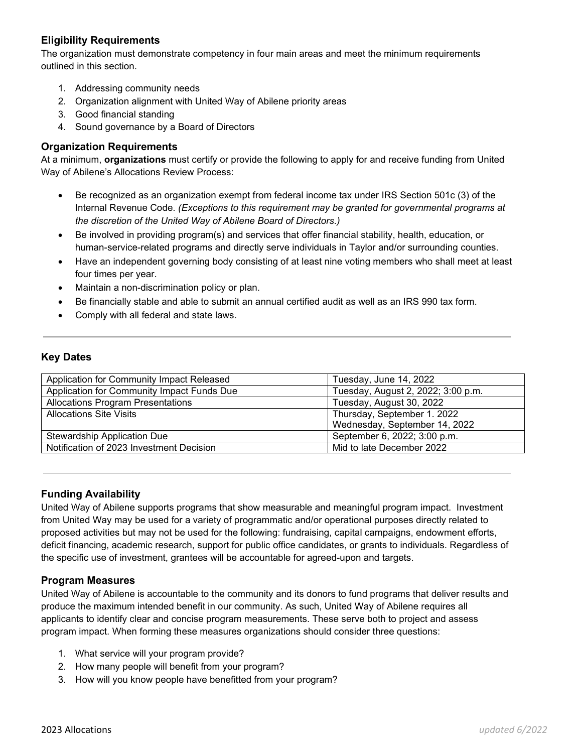### Eligibility Requirements

The organization must demonstrate competency in four main areas and meet the minimum requirements outlined in this section.

1. Addressing community needs
2. Organization alignment with United Way of Abilene priority areas
3. Good financial standing
4. Sound governance by a Board of Directors

### Organization Requirements

At a minimum, **organizations** must certify or provide the following to apply for and receive funding from United Way of Abilene's Allocations Review Process:

- Be recognized as an organization exempt from federal income tax under IRS Section 501c (3) of the Internal Revenue Code. *(Exceptions to this requirement may be granted for governmental programs at the discretion of the United Way of Abilene Board of Directors.)*
- Be involved in providing program(s) and services that offer financial stability, health, education, or human-service-related programs and directly serve individuals in Taylor and/or surrounding counties.
- Have an independent governing body consisting of at least nine voting members who shall meet at least four times per year.
- Maintain a non-discrimination policy or plan.
- Be financially stable and able to submit an annual certified audit as well as an IRS 990 tax form.
- Comply with all federal and state laws.

---

### Key Dates

| | |
|---|---|
| Application for Community Impact Released | Tuesday, June 14, 2022 |
| Application for Community Impact Funds Due | Tuesday, August 2, 2022; 3:00 p.m. |
| Allocations Program Presentations | Tuesday, August 30, 2022 |
| Allocations Site Visits | Thursday, September 1. 2022<br>Wednesday, September 14, 2022 |
| Stewardship Application Due | September 6, 2022; 3:00 p.m. |
| Notification of 2023 Investment Decision | Mid to late December 2022 |

---

### Funding Availability

United Way of Abilene supports programs that show measurable and meaningful program impact. Investment from United Way may be used for a variety of programmatic and/or operational purposes directly related to proposed activities but may not be used for the following: fundraising, capital campaigns, endowment efforts, deficit financing, academic research, support for public office candidates, or grants to individuals. Regardless of the specific use of investment, grantees will be accountable for agreed-upon and targets.

### Program Measures

United Way of Abilene is accountable to the community and its donors to fund programs that deliver results and produce the maximum intended benefit in our community. As such, United Way of Abilene requires all applicants to identify clear and concise program measurements. These serve both to project and assess program impact. When forming these measures organizations should consider three questions:

1. What service will your program provide?
2. How many people will benefit from your program?
3. How will you know people have benefitted from your program?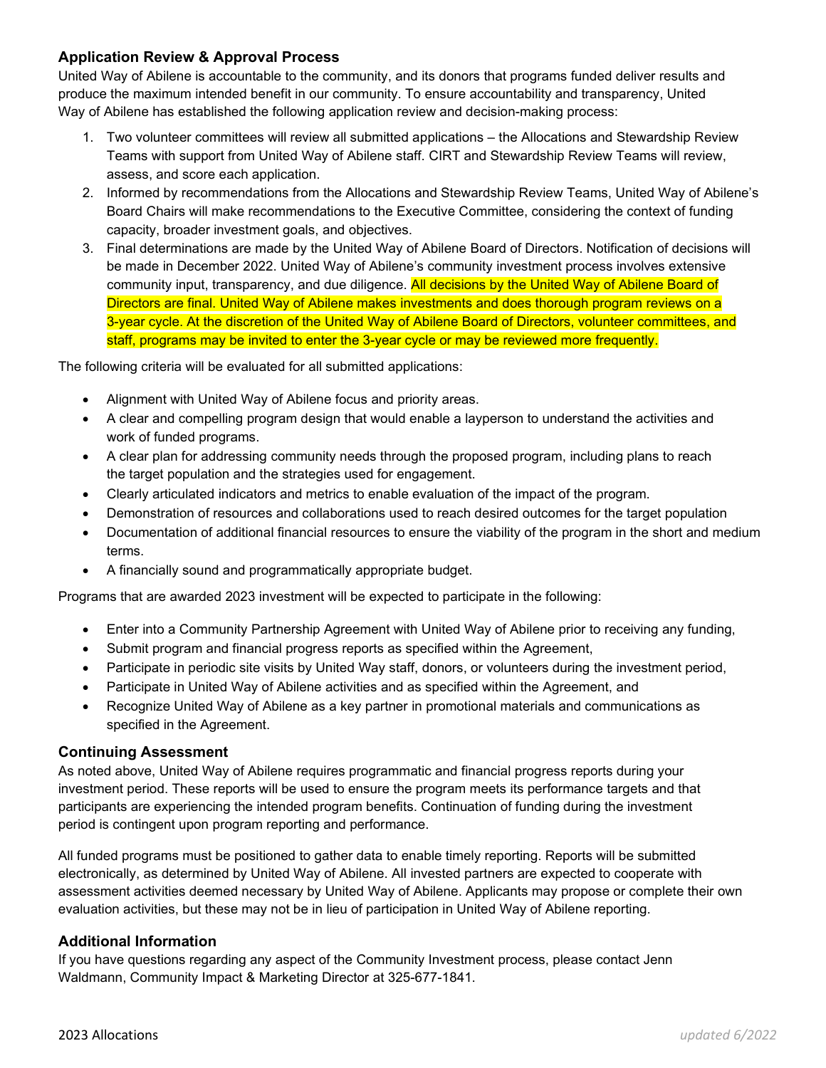### Application Review & Approval Process

United Way of Abilene is accountable to the community, and its donors that programs funded deliver results and produce the maximum intended benefit in our community. To ensure accountability and transparency, United Way of Abilene has established the following application review and decision-making process:

1. Two volunteer committees will review all submitted applications – the Allocations and Stewardship Review Teams with support from United Way of Abilene staff. CIRT and Stewardship Review Teams will review, assess, and score each application.
2. Informed by recommendations from the Allocations and Stewardship Review Teams, United Way of Abilene's Board Chairs will make recommendations to the Executive Committee, considering the context of funding capacity, broader investment goals, and objectives.
3. Final determinations are made by the United Way of Abilene Board of Directors. Notification of decisions will be made in December 2022. United Way of Abilene's community investment process involves extensive community input, transparency, and due diligence. All decisions by the United Way of Abilene Board of Directors are final. United Way of Abilene makes investments and does thorough program reviews on a 3-year cycle. At the discretion of the United Way of Abilene Board of Directors, volunteer committees, and staff, programs may be invited to enter the 3-year cycle or may be reviewed more frequently.

The following criteria will be evaluated for all submitted applications:

- Alignment with United Way of Abilene focus and priority areas.
- A clear and compelling program design that would enable a layperson to understand the activities and work of funded programs.
- A clear plan for addressing community needs through the proposed program, including plans to reach the target population and the strategies used for engagement.
- Clearly articulated indicators and metrics to enable evaluation of the impact of the program.
- Demonstration of resources and collaborations used to reach desired outcomes for the target population
- Documentation of additional financial resources to ensure the viability of the program in the short and medium terms.
- A financially sound and programmatically appropriate budget.

Programs that are awarded 2023 investment will be expected to participate in the following:

- Enter into a Community Partnership Agreement with United Way of Abilene prior to receiving any funding,
- Submit program and financial progress reports as specified within the Agreement,
- Participate in periodic site visits by United Way staff, donors, or volunteers during the investment period,
- Participate in United Way of Abilene activities and as specified within the Agreement, and
- Recognize United Way of Abilene as a key partner in promotional materials and communications as specified in the Agreement.

### Continuing Assessment

As noted above, United Way of Abilene requires programmatic and financial progress reports during your investment period. These reports will be used to ensure the program meets its performance targets and that participants are experiencing the intended program benefits. Continuation of funding during the investment period is contingent upon program reporting and performance.

All funded programs must be positioned to gather data to enable timely reporting. Reports will be submitted electronically, as determined by United Way of Abilene. All invested partners are expected to cooperate with assessment activities deemed necessary by United Way of Abilene. Applicants may propose or complete their own evaluation activities, but these may not be in lieu of participation in United Way of Abilene reporting.

### Additional Information

If you have questions regarding any aspect of the Community Investment process, please contact Jenn Waldmann, Community Impact & Marketing Director at 325-677-1841.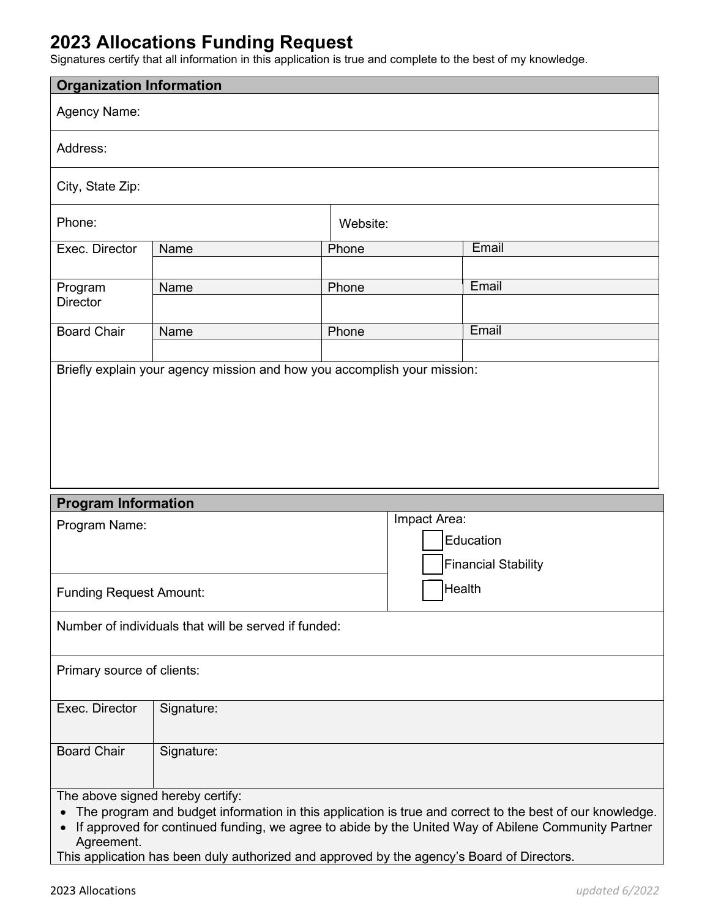# 2023 Allocations Funding Request

Signatures certify that all information in this application is true and complete to the best of my knowledge.

| Organization Information | | | |
|---|---|---|---|
| Agency Name: | | | |
| Address: | | | |
| City, State Zip: | | | |
| Phone: | | Website: | |
| Exec. Director | Name | Phone | Email |
| | | | |
| Program Director | Name | Phone | Email |
| | | | |
| Board Chair | Name | Phone | Email |
| | | | |
| Briefly explain your agency mission and how you accomplish your mission: | | | |

| Program Information | |
|---|---|
| Program Name: | Impact Area:<br>☐ Education<br>☐ Financial Stability<br>☐ Health |
| Funding Request Amount: | |
| Number of individuals that will be served if funded: | |
| Primary source of clients: | |
| Exec. Director | Signature: |
| Board Chair | Signature: |

The above signed hereby certify:

- The program and budget information in this application is true and correct to the best of our knowledge.
- If approved for continued funding, we agree to abide by the United Way of Abilene Community Partner Agreement.

This application has been duly authorized and approved by the agency's Board of Directors.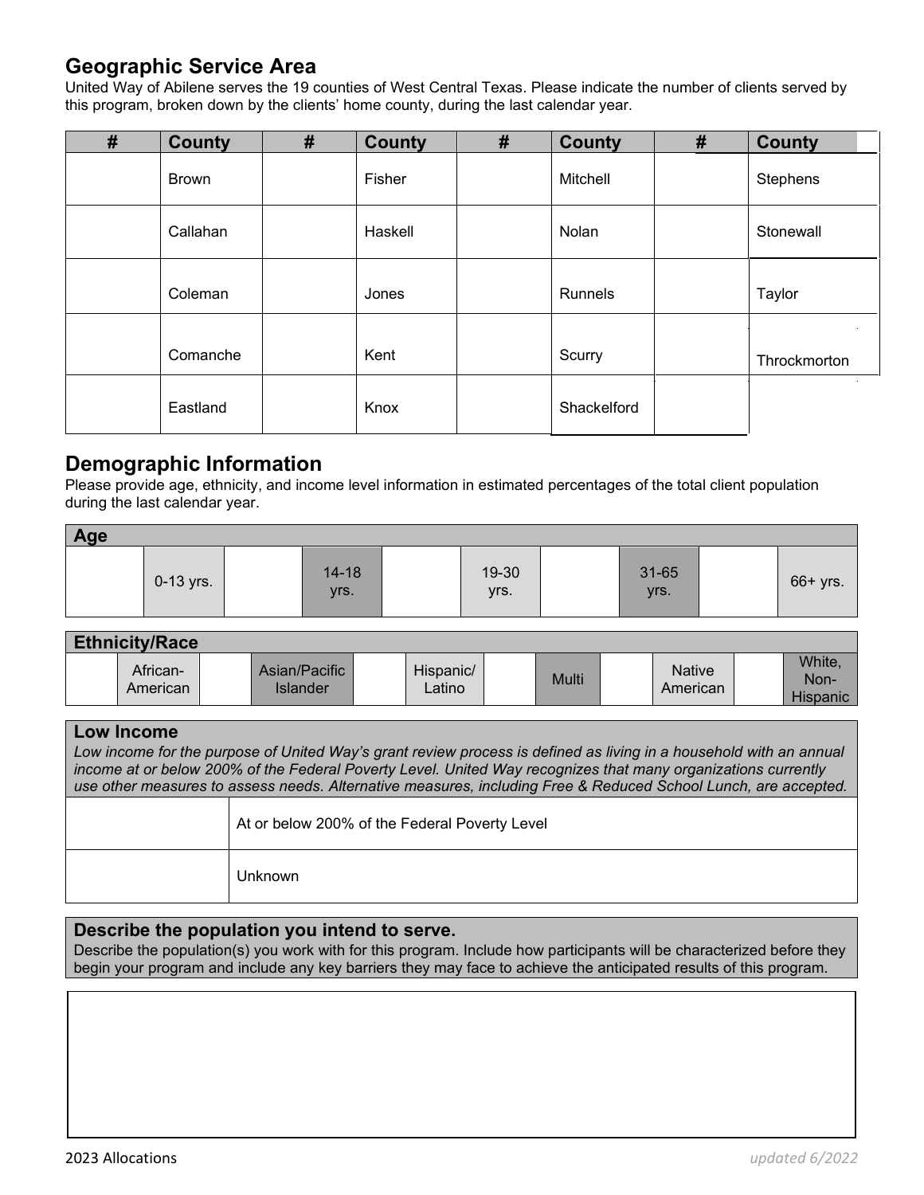## Geographic Service Area

United Way of Abilene serves the 19 counties of West Central Texas. Please indicate the number of clients served by this program, broken down by the clients' home county, during the last calendar year.

| # | County | # | County | # | County | # | County |
|---|---|---|---|---|---|---|---|
| | Brown | | Fisher | | Mitchell | | Stephens |
| | Callahan | | Haskell | | Nolan | | Stonewall |
| | Coleman | | Jones | | Runnels | | Taylor |
| | Comanche | | Kent | | Scurry | | Throckmorton |
| | Eastland | | Knox | | Shackelford | | |

## Demographic Information

Please provide age, ethnicity, and income level information in estimated percentages of the total client population during the last calendar year.

| Age | | | | | | | | | |
|---|---|---|---|---|---|---|---|---|---|
| | 0-13 yrs. | | 14-18 yrs. | | 19-30 yrs. | | 31-65 yrs. | | 66+ yrs. |

| Ethnicity/Race | | | | | | | | | | | |
|---|---|---|---|---|---|---|---|---|---|---|---|
| | African-American | | Asian/Pacific Islander | | Hispanic/ Latino | | Multi | | Native American | | White, Non-Hispanic |

**Low Income**

*Low income for the purpose of United Way's grant review process is defined as living in a household with an annual income at or below 200% of the Federal Poverty Level. United Way recognizes that many organizations currently use other measures to assess needs. Alternative measures, including Free & Reduced School Lunch, are accepted.*

| | |
|---|---|
| | At or below 200% of the Federal Poverty Level |
| | Unknown |

**Describe the population you intend to serve.**

Describe the population(s) you work with for this program. Include how participants will be characterized before they begin your program and include any key barriers they may face to achieve the anticipated results of this program.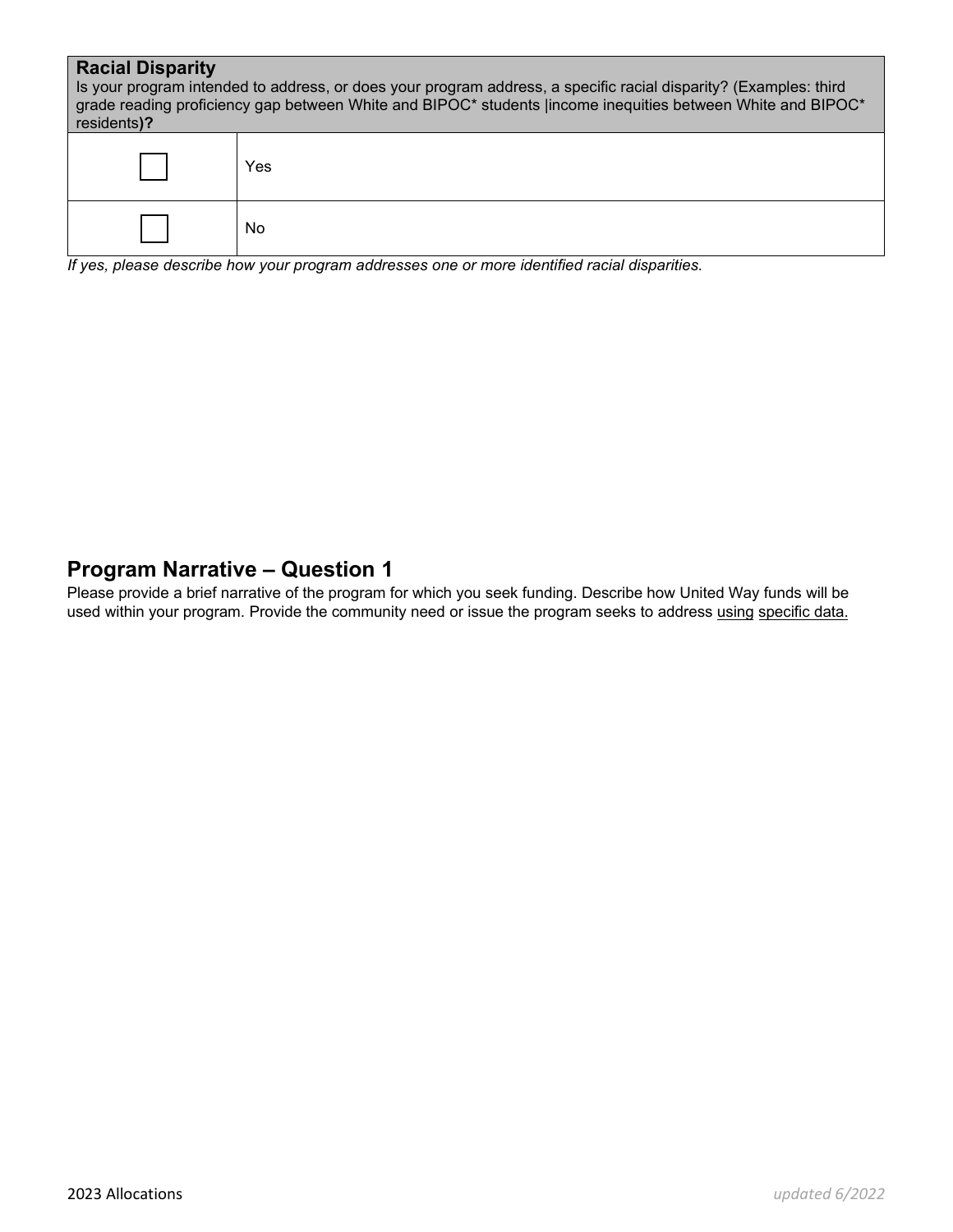| **Racial Disparity** Is your program intended to address, or does your program address, a specific racial disparity? (Examples: third grade reading proficiency gap between White and BIPOC* students \|income inequities between White and BIPOC* residents**)?** | |
|---|---|
| ☐ | Yes |
| ☐ | No |

*If yes, please describe how your program addresses one or more identified racial disparities.*

## Program Narrative – Question 1

Please provide a brief narrative of the program for which you seek funding. Describe how United Way funds will be used within your program. Provide the community need or issue the program seeks to address <u>using</u> <u>specific data.</u>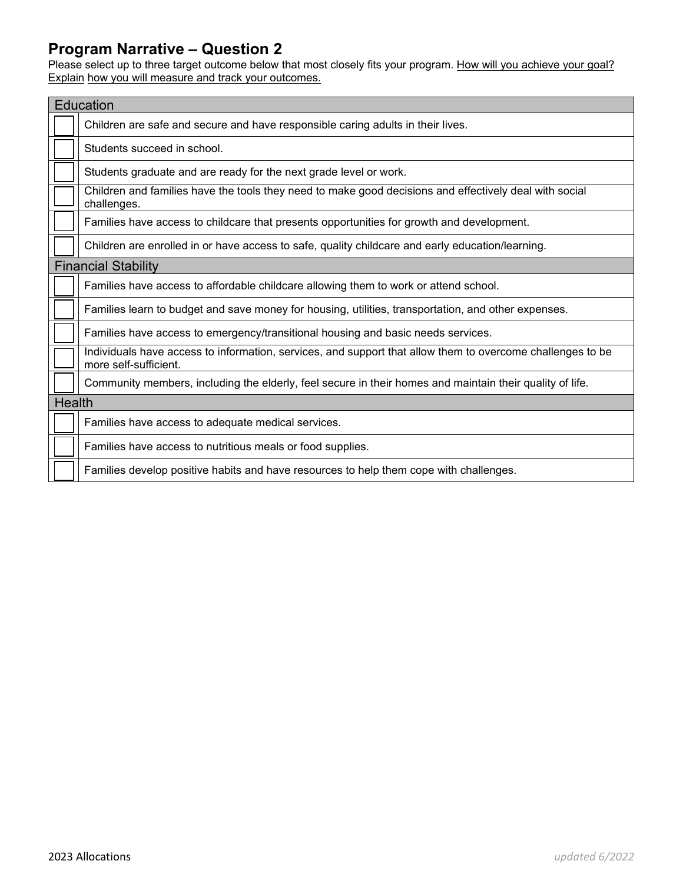## Program Narrative – Question 2

Please select up to three target outcome below that most closely fits your program. How will you achieve your goal? Explain how you will measure and track your outcomes.

| Education | |
|---|---|
| ☐ | Children are safe and secure and have responsible caring adults in their lives. |
| ☐ | Students succeed in school. |
| ☐ | Students graduate and are ready for the next grade level or work. |
| ☐ | Children and families have the tools they need to make good decisions and effectively deal with social challenges. |
| ☐ | Families have access to childcare that presents opportunities for growth and development. |
| ☐ | Children are enrolled in or have access to safe, quality childcare and early education/learning. |
| **Financial Stability** | |
| ☐ | Families have access to affordable childcare allowing them to work or attend school. |
| ☐ | Families learn to budget and save money for housing, utilities, transportation, and other expenses. |
| ☐ | Families have access to emergency/transitional housing and basic needs services. |
| ☐ | Individuals have access to information, services, and support that allow them to overcome challenges to be more self-sufficient. |
| ☐ | Community members, including the elderly, feel secure in their homes and maintain their quality of life. |
| **Health** | |
| ☐ | Families have access to adequate medical services. |
| ☐ | Families have access to nutritious meals or food supplies. |
| ☐ | Families develop positive habits and have resources to help them cope with challenges. |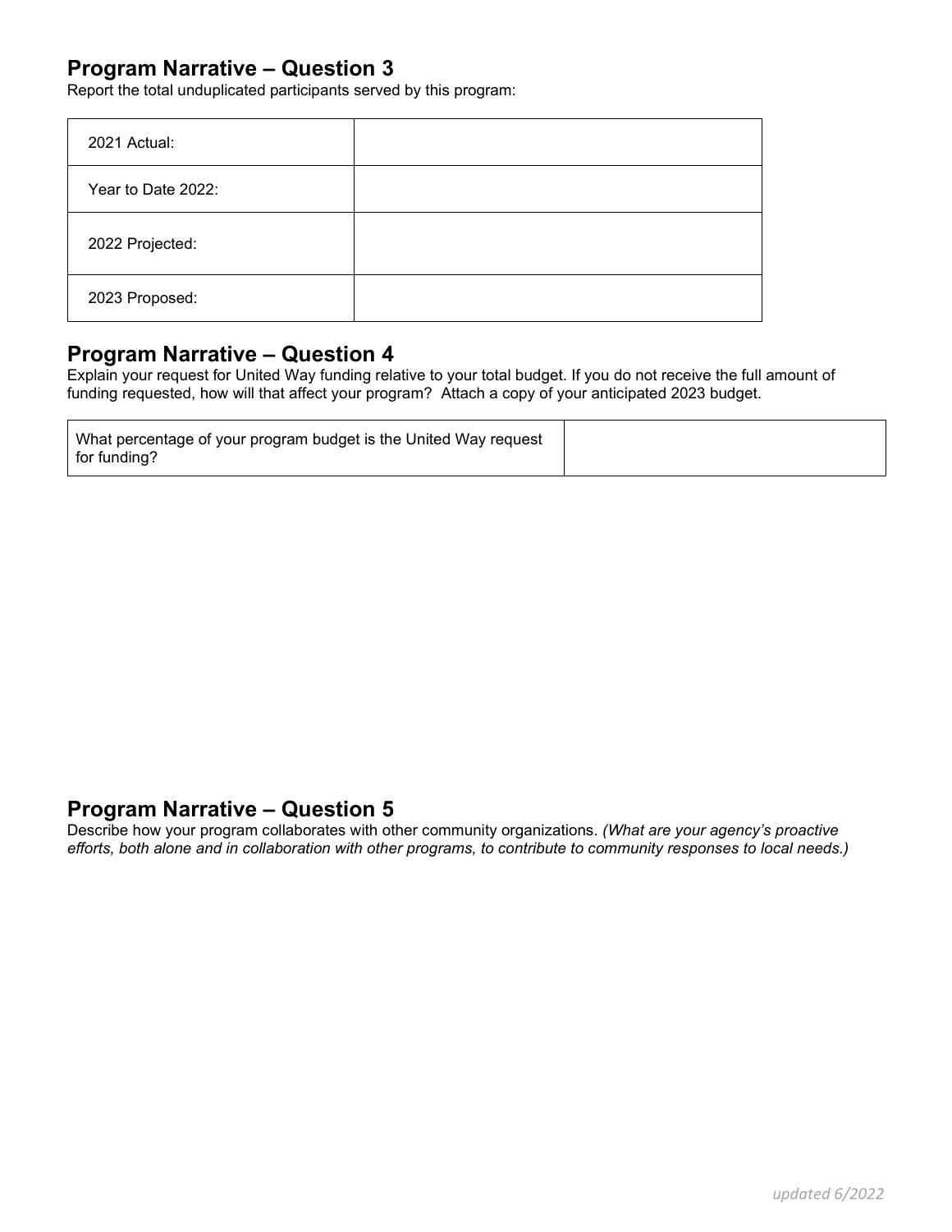## Program Narrative – Question 3

Report the total unduplicated participants served by this program:

| | |
|---|---|
| 2021 Actual: | |
| Year to Date 2022: | |
| 2022 Projected: | |
| 2023 Proposed: | |

## Program Narrative – Question 4

Explain your request for United Way funding relative to your total budget. If you do not receive the full amount of funding requested, how will that affect your program? Attach a copy of your anticipated 2023 budget.

| | |
|---|---|
| What percentage of your program budget is the United Way request for funding? | |

## Program Narrative – Question 5

Describe how your program collaborates with other community organizations. *(What are your agency's proactive efforts, both alone and in collaboration with other programs, to contribute to community responses to local needs.)*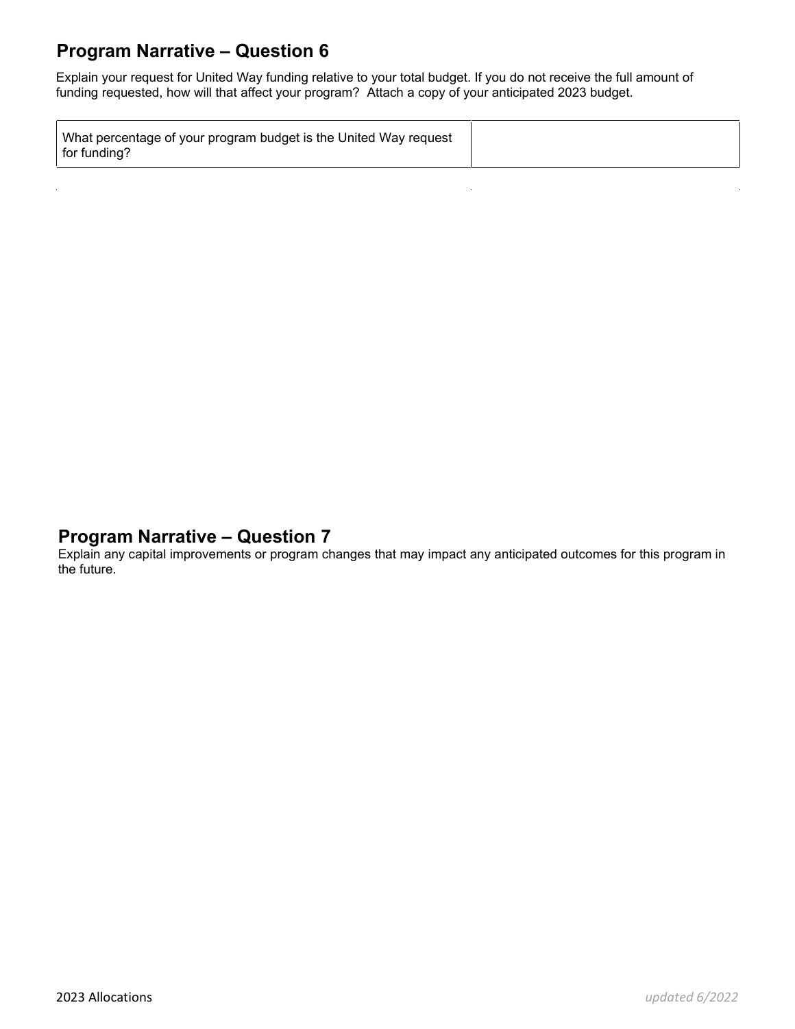## Program Narrative – Question 6

Explain your request for United Way funding relative to your total budget. If you do not receive the full amount of funding requested, how will that affect your program? Attach a copy of your anticipated 2023 budget.

| | |
|---|---|
| What percentage of your program budget is the United Way request for funding? | |

## Program Narrative – Question 7

Explain any capital improvements or program changes that may impact any anticipated outcomes for this program in the future.